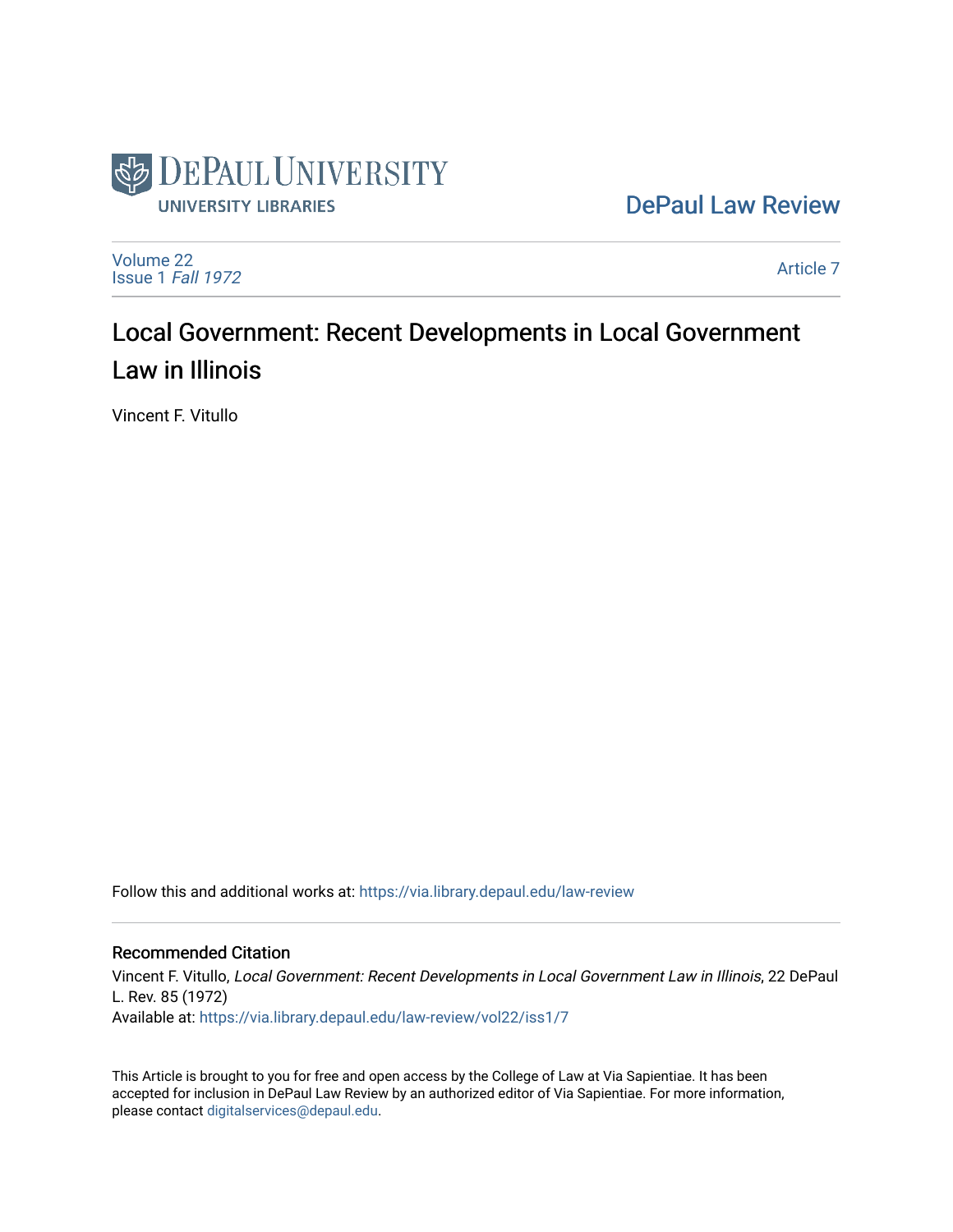DePaul University
UNIVERSITY LIBRARIES

DePaul Law Review

Volume 22
Issue 1 *Fall 1972*

Article 7

# Local Government: Recent Developments in Local Government Law in Illinois

Vincent F. Vitullo

Follow this and additional works at: https://via.library.depaul.edu/law-review

## Recommended Citation

Vincent F. Vitullo, *Local Government: Recent Developments in Local Government Law in Illinois*, 22 DePaul L. Rev. 85 (1972)
Available at: https://via.library.depaul.edu/law-review/vol22/iss1/7

This Article is brought to you for free and open access by the College of Law at Via Sapientiae. It has been accepted for inclusion in DePaul Law Review by an authorized editor of Via Sapientiae. For more information, please contact digitalservices@depaul.edu.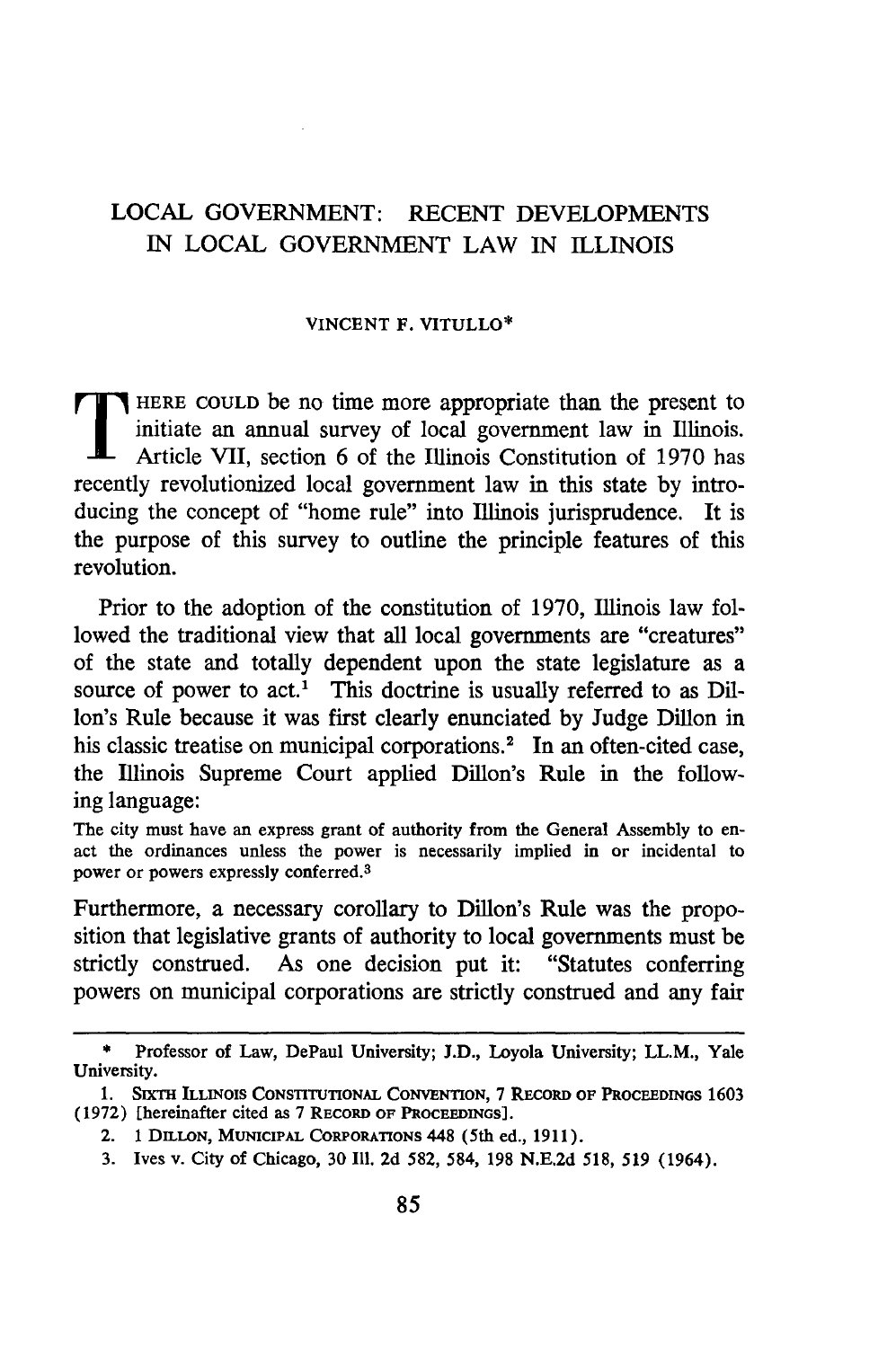# LOCAL GOVERNMENT: RECENT DEVELOPMENTS IN LOCAL GOVERNMENT LAW IN ILLINOIS

VINCENT F. VITULLO*

THERE COULD be no time more appropriate than the present to initiate an annual survey of local government law in Illinois. Article VII, section 6 of the Illinois Constitution of 1970 has recently revolutionized local government law in this state by introducing the concept of "home rule" into Illinois jurisprudence. It is the purpose of this survey to outline the principle features of this revolution.

Prior to the adoption of the constitution of 1970, Illinois law followed the traditional view that all local governments are "creatures" of the state and totally dependent upon the state legislature as a source of power to act.[1] This doctrine is usually referred to as Dillon's Rule because it was first clearly enunciated by Judge Dillon in his classic treatise on municipal corporations.[2] In an often-cited case, the Illinois Supreme Court applied Dillon's Rule in the following language:

> The city must have an express grant of authority from the General Assembly to enact the ordinances unless the power is necessarily implied in or incidental to power or powers expressly conferred.[3]

Furthermore, a necessary corollary to Dillon's Rule was the proposition that legislative grants of authority to local governments must be strictly construed. As one decision put it: "Statutes conferring powers on municipal corporations are strictly construed and any fair

---

\* Professor of Law, DePaul University; J.D., Loyola University; LL.M., Yale University.

1. SIXTH ILLINOIS CONSTITUTIONAL CONVENTION, 7 RECORD OF PROCEEDINGS 1603 (1972) [hereinafter cited as 7 RECORD OF PROCEEDINGS].

2. 1 DILLON, MUNICIPAL CORPORATIONS 448 (5th ed., 1911).

3. Ives v. City of Chicago, 30 Ill. 2d 582, 584, 198 N.E.2d 518, 519 (1964).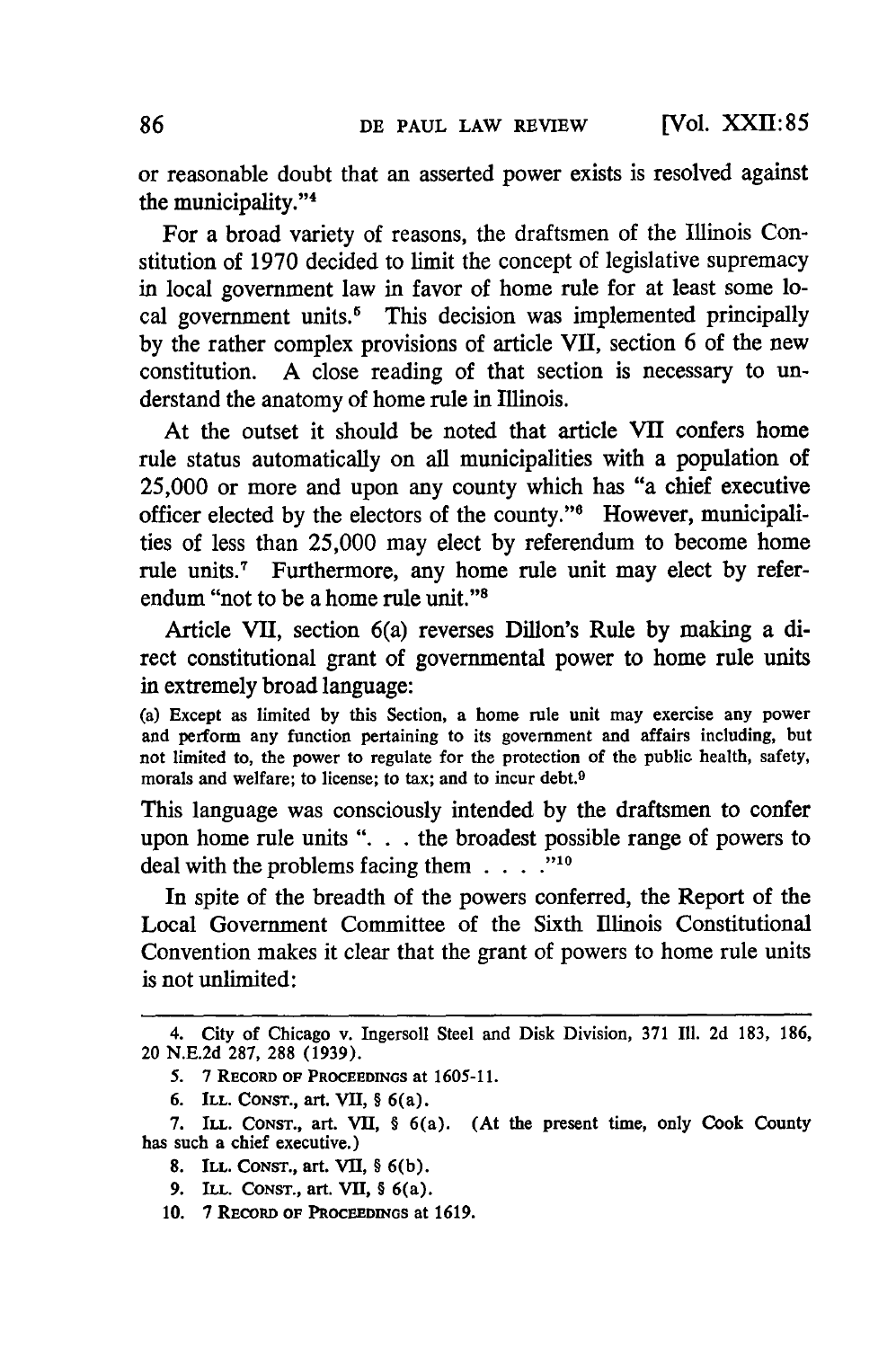or reasonable doubt that an asserted power exists is resolved against the municipality."[4]

For a broad variety of reasons, the draftsmen of the Illinois Constitution of 1970 decided to limit the concept of legislative supremacy in local government law in favor of home rule for at least some local government units.[5] This decision was implemented principally by the rather complex provisions of article VII, section 6 of the new constitution. A close reading of that section is necessary to understand the anatomy of home rule in Illinois.

At the outset it should be noted that article VII confers home rule status automatically on all municipalities with a population of 25,000 or more and upon any county which has "a chief executive officer elected by the electors of the county."[6] However, municipalities of less than 25,000 may elect by referendum to become home rule units.[7] Furthermore, any home rule unit may elect by referendum "not to be a home rule unit."[8]

Article VII, section 6(a) reverses Dillon's Rule by making a direct constitutional grant of governmental power to home rule units in extremely broad language:

> (a) Except as limited by this Section, a home rule unit may exercise any power and perform any function pertaining to its government and affairs including, but not limited to, the power to regulate for the protection of the public health, safety, morals and welfare; to license; to tax; and to incur debt.[9]

This language was consciously intended by the draftsmen to confer upon home rule units ". . . the broadest possible range of powers to deal with the problems facing them . . . ."[10]

In spite of the breadth of the powers conferred, the Report of the Local Government Committee of the Sixth Illinois Constitutional Convention makes it clear that the grant of powers to home rule units is not unlimited:

---

4. City of Chicago v. Ingersoll Steel and Disk Division, 371 Ill. 2d 183, 186, 20 N.E.2d 287, 288 (1939).

5. 7 RECORD OF PROCEEDINGS at 1605-11.

6. ILL. CONST., art. VII, § 6(a).

7. ILL. CONST., art. VII, § 6(a). (At the present time, only Cook County has such a chief executive.)

8. ILL. CONST., art. VII, § 6(b).

9. ILL. CONST., art. VII, § 6(a).

10. 7 RECORD OF PROCEEDINGS at 1619.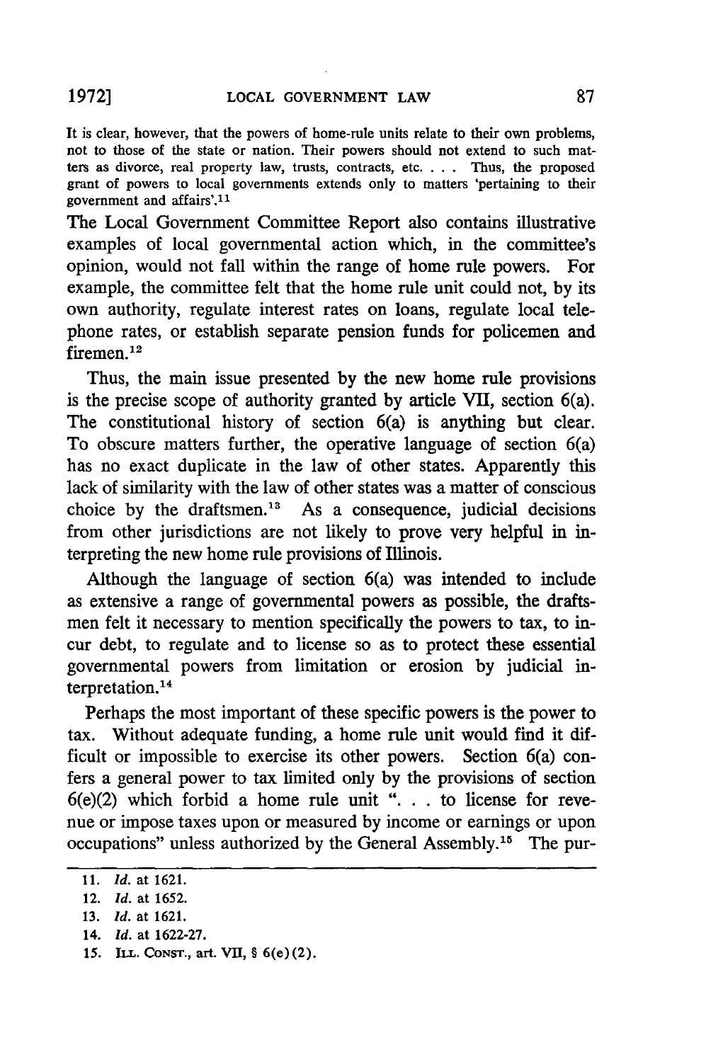> It is clear, however, that the powers of home-rule units relate to their own problems, not to those of the state or nation. Their powers should not extend to such matters as divorce, real property law, trusts, contracts, etc. . . . Thus, the proposed grant of powers to local governments extends only to matters 'pertaining to their government and affairs'.[11]

The Local Government Committee Report also contains illustrative examples of local governmental action which, in the committee's opinion, would not fall within the range of home rule powers. For example, the committee felt that the home rule unit could not, by its own authority, regulate interest rates on loans, regulate local telephone rates, or establish separate pension funds for policemen and firemen.[12]

Thus, the main issue presented by the new home rule provisions is the precise scope of authority granted by article VII, section 6(a). The constitutional history of section 6(a) is anything but clear. To obscure matters further, the operative language of section 6(a) has no exact duplicate in the law of other states. Apparently this lack of similarity with the law of other states was a matter of conscious choice by the draftsmen.[13] As a consequence, judicial decisions from other jurisdictions are not likely to prove very helpful in interpreting the new home rule provisions of Illinois.

Although the language of section 6(a) was intended to include as extensive a range of governmental powers as possible, the draftsmen felt it necessary to mention specifically the powers to tax, to incur debt, to regulate and to license so as to protect these essential governmental powers from limitation or erosion by judicial interpretation.[14]

Perhaps the most important of these specific powers is the power to tax. Without adequate funding, a home rule unit would find it difficult or impossible to exercise its other powers. Section 6(a) confers a general power to tax limited only by the provisions of section 6(e)(2) which forbid a home rule unit ". . . to license for revenue or impose taxes upon or measured by income or earnings or upon occupations" unless authorized by the General Assembly.[15] The pur-

---

11. *Id.* at 1621.
12. *Id.* at 1652.
13. *Id.* at 1621.
14. *Id.* at 1622-27.
15. ILL. CONST., art. VII, § 6(e)(2).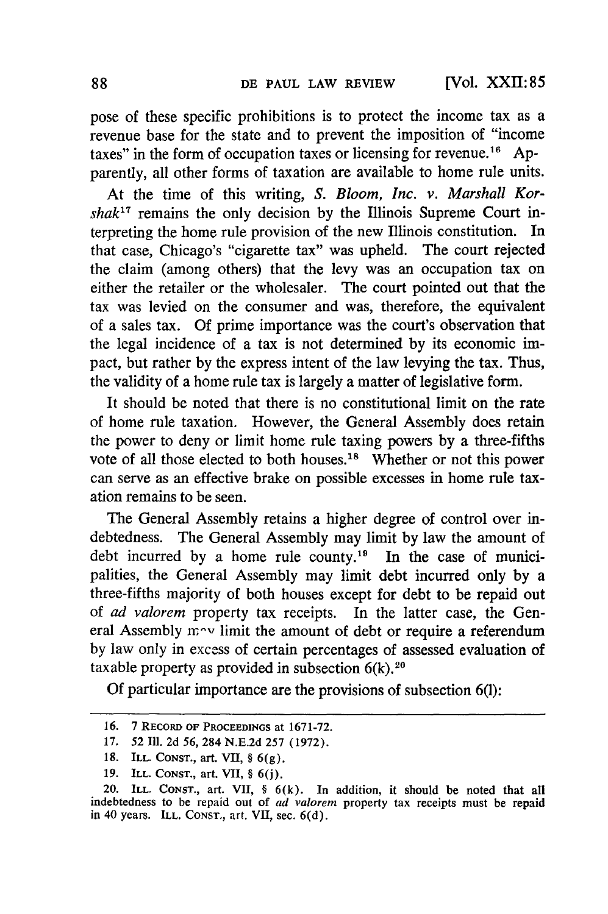pose of these specific prohibitions is to protect the income tax as a revenue base for the state and to prevent the imposition of "income taxes" in the form of occupation taxes or licensing for revenue.[16] Apparently, all other forms of taxation are available to home rule units.

At the time of this writing, *S. Bloom, Inc. v. Marshall Korshak*[17] remains the only decision by the Illinois Supreme Court interpreting the home rule provision of the new Illinois constitution. In that case, Chicago's "cigarette tax" was upheld. The court rejected the claim (among others) that the levy was an occupation tax on either the retailer or the wholesaler. The court pointed out that the tax was levied on the consumer and was, therefore, the equivalent of a sales tax. Of prime importance was the court's observation that the legal incidence of a tax is not determined by its economic impact, but rather by the express intent of the law levying the tax. Thus, the validity of a home rule tax is largely a matter of legislative form.

It should be noted that there is no constitutional limit on the rate of home rule taxation. However, the General Assembly does retain the power to deny or limit home rule taxing powers by a three-fifths vote of all those elected to both houses.[18] Whether or not this power can serve as an effective brake on possible excesses in home rule taxation remains to be seen.

The General Assembly retains a higher degree of control over indebtedness. The General Assembly may limit by law the amount of debt incurred by a home rule county.[19] In the case of municipalities, the General Assembly may limit debt incurred only by a three-fifths majority of both houses except for debt to be repaid out of *ad valorem* property tax receipts. In the latter case, the General Assembly may limit the amount of debt or require a referendum by law only in excess of certain percentages of assessed evaluation of taxable property as provided in subsection 6(k).[20]

Of particular importance are the provisions of subsection 6(l):

---

16. 7 RECORD OF PROCEEDINGS at 1671-72.

17. 52 Ill. 2d 56, 284 N.E.2d 257 (1972).

18. ILL. CONST., art. VII, § 6(g).

19. ILL. CONST., art. VII, § 6(j).

20. ILL. CONST., art. VII, § 6(k). In addition, it should be noted that all indebtedness to be repaid out of *ad valorem* property tax receipts must be repaid in 40 years. ILL. CONST., art. VII, sec. 6(d).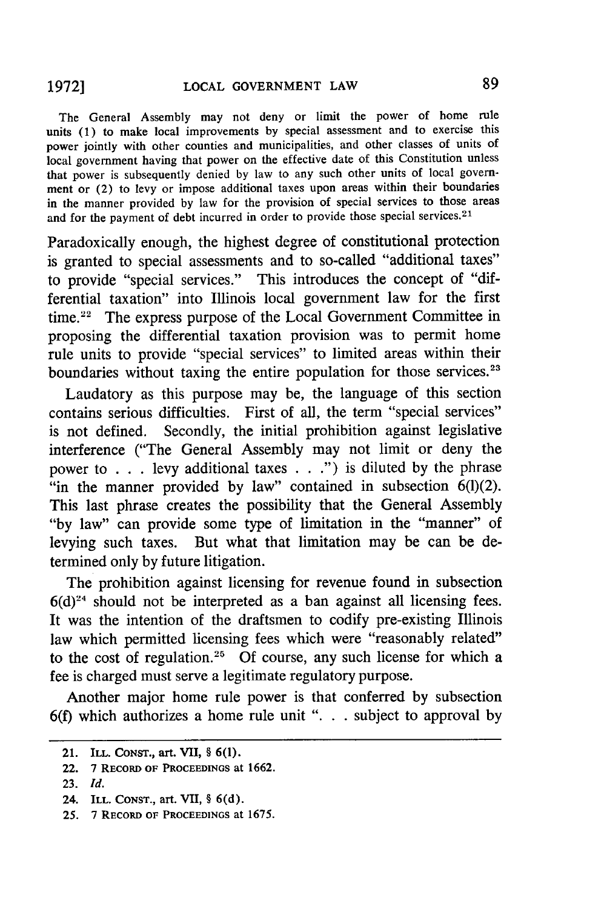> The General Assembly may not deny or limit the power of home rule units (1) to make local improvements by special assessment and to exercise this power jointly with other counties and municipalities, and other classes of units of local government having that power on the effective date of this Constitution unless that power is subsequently denied by law to any such other units of local government or (2) to levy or impose additional taxes upon areas within their boundaries in the manner provided by law for the provision of special services to those areas and for the payment of debt incurred in order to provide those special services.[21]

Paradoxically enough, the highest degree of constitutional protection is granted to special assessments and to so-called "additional taxes" to provide "special services." This introduces the concept of "differential taxation" into Illinois local government law for the first time.[22] The express purpose of the Local Government Committee in proposing the differential taxation provision was to permit home rule units to provide "special services" to limited areas within their boundaries without taxing the entire population for those services.[23]

Laudatory as this purpose may be, the language of this section contains serious difficulties. First of all, the term "special services" is not defined. Secondly, the initial prohibition against legislative interference ("The General Assembly may not limit or deny the power to . . . levy additional taxes . . .") is diluted by the phrase "in the manner provided by law" contained in subsection 6(l)(2). This last phrase creates the possibility that the General Assembly "by law" can provide some type of limitation in the "manner" of levying such taxes. But what that limitation may be can be determined only by future litigation.

The prohibition against licensing for revenue found in subsection 6(d)[24] should not be interpreted as a ban against all licensing fees. It was the intention of the draftsmen to codify pre-existing Illinois law which permitted licensing fees which were "reasonably related" to the cost of regulation.[25] Of course, any such license for which a fee is charged must serve a legitimate regulatory purpose.

Another major home rule power is that conferred by subsection 6(f) which authorizes a home rule unit ". . . subject to approval by

---

21. ILL. CONST., art. VII, § 6(l).
22. 7 RECORD OF PROCEEDINGS at 1662.
23. *Id.*
24. ILL. CONST., art. VII, § 6(d).
25. 7 RECORD OF PROCEEDINGS at 1675.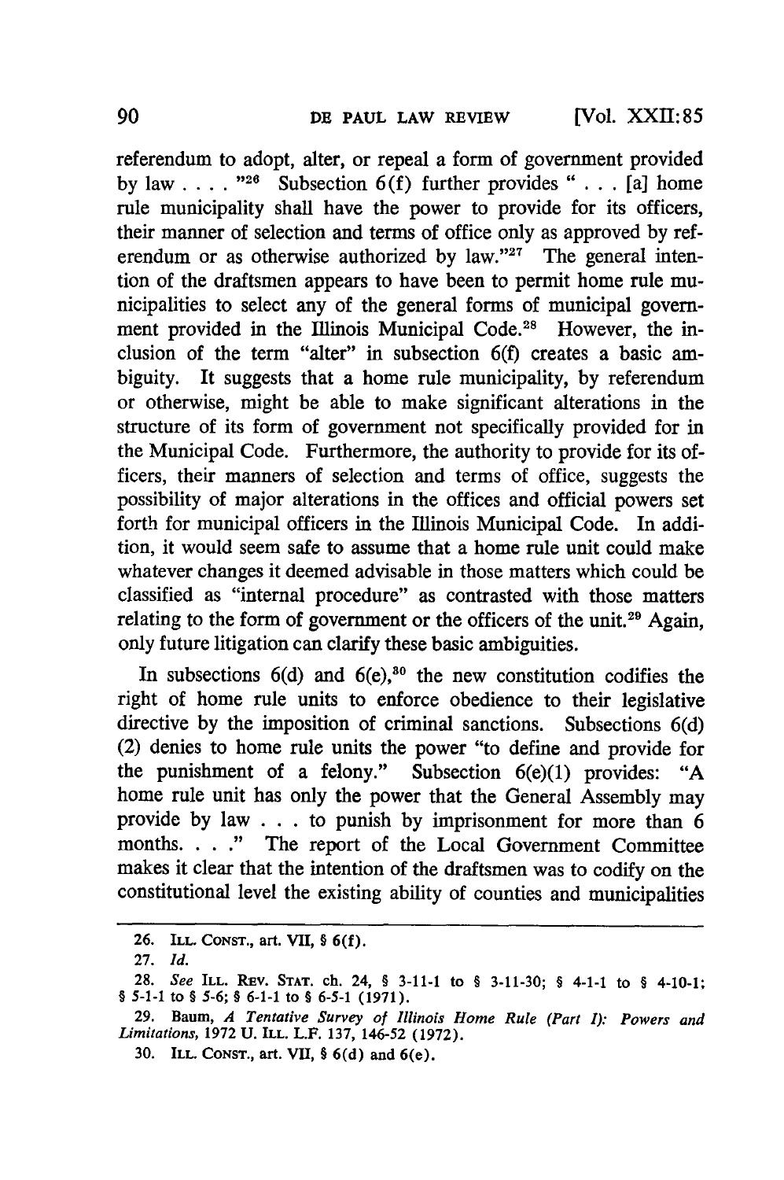referendum to adopt, alter, or repeal a form of government provided by law . . . . "[26] Subsection 6(f) further provides " . . . [a] home rule municipality shall have the power to provide for its officers, their manner of selection and terms of office only as approved by referendum or as otherwise authorized by law."[27] The general intention of the draftsmen appears to have been to permit home rule municipalities to select any of the general forms of municipal government provided in the Illinois Municipal Code.[28] However, the inclusion of the term "alter" in subsection 6(f) creates a basic ambiguity. It suggests that a home rule municipality, by referendum or otherwise, might be able to make significant alterations in the structure of its form of government not specifically provided for in the Municipal Code. Furthermore, the authority to provide for its officers, their manners of selection and terms of office, suggests the possibility of major alterations in the offices and official powers set forth for municipal officers in the Illinois Municipal Code. In addition, it would seem safe to assume that a home rule unit could make whatever changes it deemed advisable in those matters which could be classified as "internal procedure" as contrasted with those matters relating to the form of government or the officers of the unit.[29] Again, only future litigation can clarify these basic ambiguities.

In subsections 6(d) and 6(e),[30] the new constitution codifies the right of home rule units to enforce obedience to their legislative directive by the imposition of criminal sanctions. Subsections 6(d)(2) denies to home rule units the power "to define and provide for the punishment of a felony." Subsection 6(e)(1) provides: "A home rule unit has only the power that the General Assembly may provide by law . . . to punish by imprisonment for more than 6 months. . . ." The report of the Local Government Committee makes it clear that the intention of the draftsmen was to codify on the constitutional level the existing ability of counties and municipalities

---

26. ILL. CONST., art. VII, § 6(f).

27. *Id.*

28. *See* ILL. REV. STAT. ch. 24, § 3-11-1 to § 3-11-30; § 4-1-1 to § 4-10-1; § 5-1-1 to § 5-6; § 6-1-1 to § 6-5-1 (1971).

29. Baum, *A Tentative Survey of Illinois Home Rule (Part I): Powers and Limitations*, 1972 U. ILL. L.F. 137, 146-52 (1972).

30. ILL. CONST., art. VII, § 6(d) and 6(e).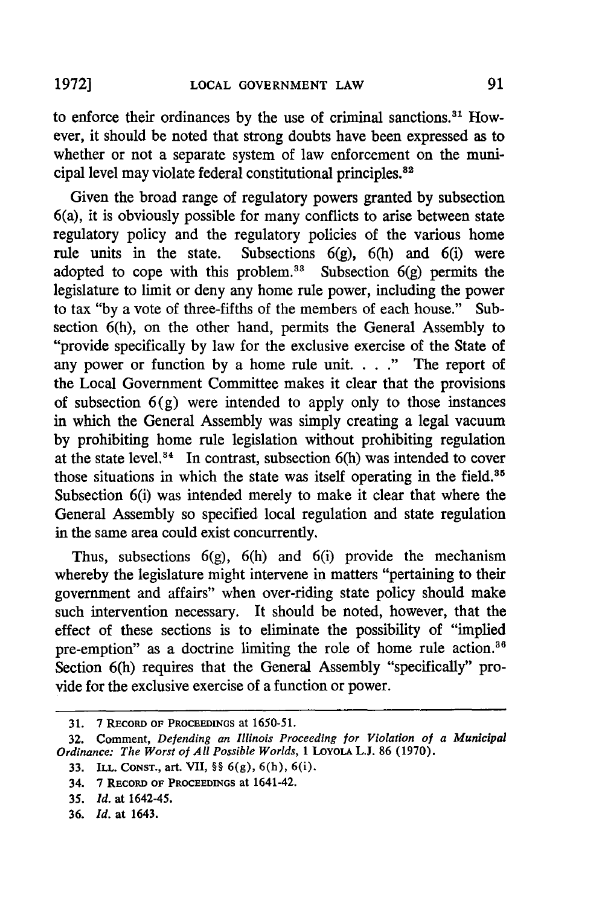to enforce their ordinances by the use of criminal sanctions.[31] However, it should be noted that strong doubts have been expressed as to whether or not a separate system of law enforcement on the municipal level may violate federal constitutional principles.[32]

Given the broad range of regulatory powers granted by subsection 6(a), it is obviously possible for many conflicts to arise between state regulatory policy and the regulatory policies of the various home rule units in the state. Subsections 6(g), 6(h) and 6(i) were adopted to cope with this problem.[33] Subsection 6(g) permits the legislature to limit or deny any home rule power, including the power to tax "by a vote of three-fifths of the members of each house." Subsection 6(h), on the other hand, permits the General Assembly to "provide specifically by law for the exclusive exercise of the State of any power or function by a home rule unit. . . ." The report of the Local Government Committee makes it clear that the provisions of subsection 6(g) were intended to apply only to those instances in which the General Assembly was simply creating a legal vacuum by prohibiting home rule legislation without prohibiting regulation at the state level.[34] In contrast, subsection 6(h) was intended to cover those situations in which the state was itself operating in the field.[35] Subsection 6(i) was intended merely to make it clear that where the General Assembly so specified local regulation and state regulation in the same area could exist concurrently.

Thus, subsections 6(g), 6(h) and 6(i) provide the mechanism whereby the legislature might intervene in matters "pertaining to their government and affairs" when over-riding state policy should make such intervention necessary. It should be noted, however, that the effect of these sections is to eliminate the possibility of "implied pre-emption" as a doctrine limiting the role of home rule action.[36] Section 6(h) requires that the General Assembly "specifically" provide for the exclusive exercise of a function or power.

---

31. 7 RECORD OF PROCEEDINGS at 1650-51.

32. Comment, *Defending an Illinois Proceeding for Violation of a Municipal Ordinance: The Worst of All Possible Worlds*, 1 LOYOLA L.J. 86 (1970).

33. ILL. CONST., art. VII, §§ 6(g), 6(h), 6(i).

34. 7 RECORD OF PROCEEDINGS at 1641-42.

35. *Id.* at 1642-45.

36. *Id.* at 1643.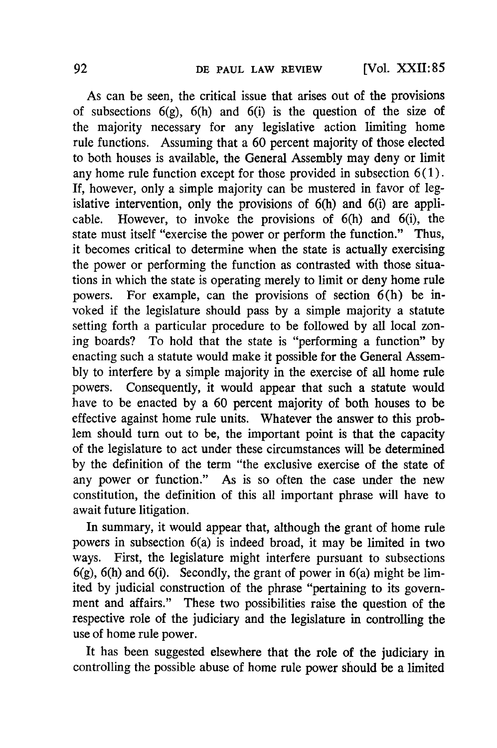As can be seen, the critical issue that arises out of the provisions of subsections 6(g), 6(h) and 6(i) is the question of the size of the majority necessary for any legislative action limiting home rule functions. Assuming that a 60 percent majority of those elected to both houses is available, the General Assembly may deny or limit any home rule function except for those provided in subsection 6(1). If, however, only a simple majority can be mustered in favor of legislative intervention, only the provisions of 6(h) and 6(i) are applicable. However, to invoke the provisions of 6(h) and 6(i), the state must itself "exercise the power or perform the function." Thus, it becomes critical to determine when the state is actually exercising the power or performing the function as contrasted with those situations in which the state is operating merely to limit or deny home rule powers. For example, can the provisions of section 6(h) be invoked if the legislature should pass by a simple majority a statute setting forth a particular procedure to be followed by all local zoning boards? To hold that the state is "performing a function" by enacting such a statute would make it possible for the General Assembly to interfere by a simple majority in the exercise of all home rule powers. Consequently, it would appear that such a statute would have to be enacted by a 60 percent majority of both houses to be effective against home rule units. Whatever the answer to this problem should turn out to be, the important point is that the capacity of the legislature to act under these circumstances will be determined by the definition of the term "the exclusive exercise of the state of any power or function." As is so often the case under the new constitution, the definition of this all important phrase will have to await future litigation.

In summary, it would appear that, although the grant of home rule powers in subsection 6(a) is indeed broad, it may be limited in two ways. First, the legislature might interfere pursuant to subsections 6(g), 6(h) and 6(i). Secondly, the grant of power in 6(a) might be limited by judicial construction of the phrase "pertaining to its government and affairs." These two possibilities raise the question of the respective role of the judiciary and the legislature in controlling the use of home rule power.

It has been suggested elsewhere that the role of the judiciary in controlling the possible abuse of home rule power should be a limited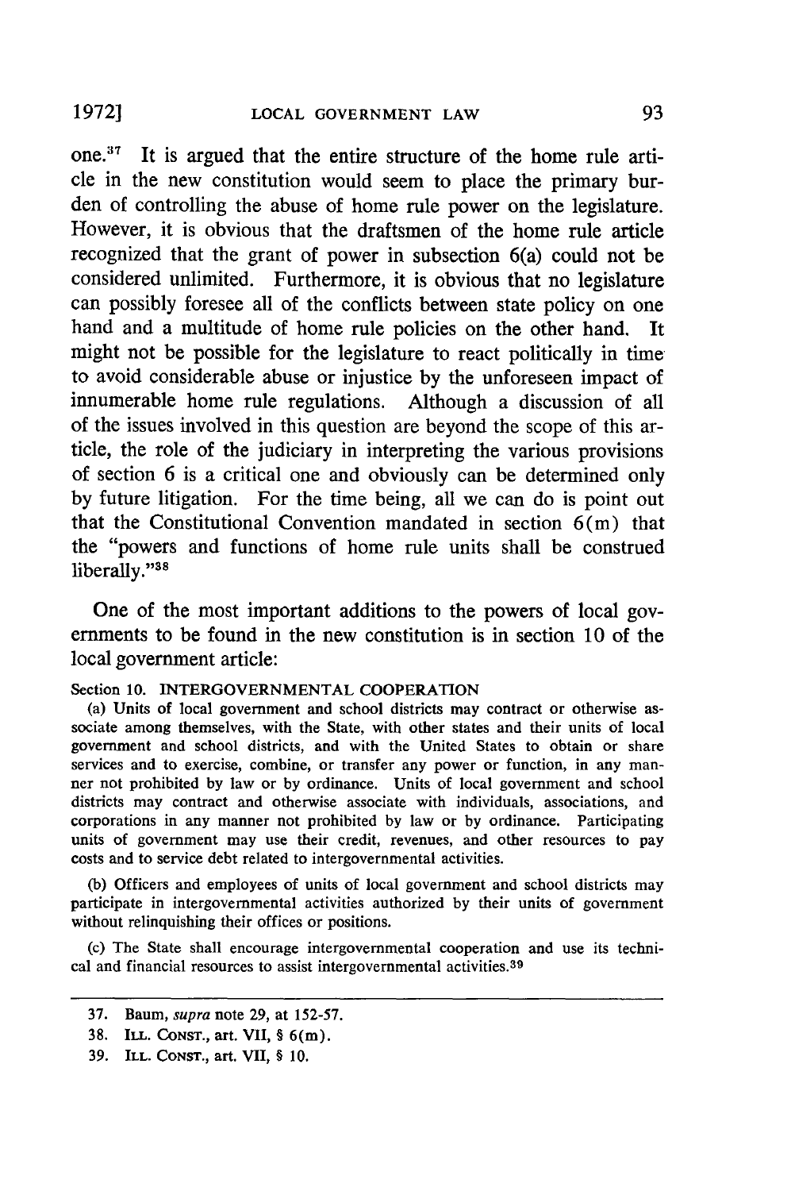one.[37] It is argued that the entire structure of the home rule article in the new constitution would seem to place the primary burden of controlling the abuse of home rule power on the legislature. However, it is obvious that the draftsmen of the home rule article recognized that the grant of power in subsection 6(a) could not be considered unlimited. Furthermore, it is obvious that no legislature can possibly foresee all of the conflicts between state policy on one hand and a multitude of home rule policies on the other hand. It might not be possible for the legislature to react politically in time to avoid considerable abuse or injustice by the unforeseen impact of innumerable home rule regulations. Although a discussion of all of the issues involved in this question are beyond the scope of this article, the role of the judiciary in interpreting the various provisions of section 6 is a critical one and obviously can be determined only by future litigation. For the time being, all we can do is point out that the Constitutional Convention mandated in section 6(m) that the "powers and functions of home rule units shall be construed liberally."[38]

One of the most important additions to the powers of local governments to be found in the new constitution is in section 10 of the local government article:

Section 10. INTERGOVERNMENTAL COOPERATION

(a) Units of local government and school districts may contract or otherwise associate among themselves, with the State, with other states and their units of local government and school districts, and with the United States to obtain or share services and to exercise, combine, or transfer any power or function, in any manner not prohibited by law or by ordinance. Units of local government and school districts may contract and otherwise associate with individuals, associations, and corporations in any manner not prohibited by law or by ordinance. Participating units of government may use their credit, revenues, and other resources to pay costs and to service debt related to intergovernmental activities.

(b) Officers and employees of units of local government and school districts may participate in intergovernmental activities authorized by their units of government without relinquishing their offices or positions.

(c) The State shall encourage intergovernmental cooperation and use its technical and financial resources to assist intergovernmental activities.[39]

---

37. Baum, *supra* note 29, at 152-57.

38. ILL. CONST., art. VII, § 6(m).

39. ILL. CONST., art. VII, § 10.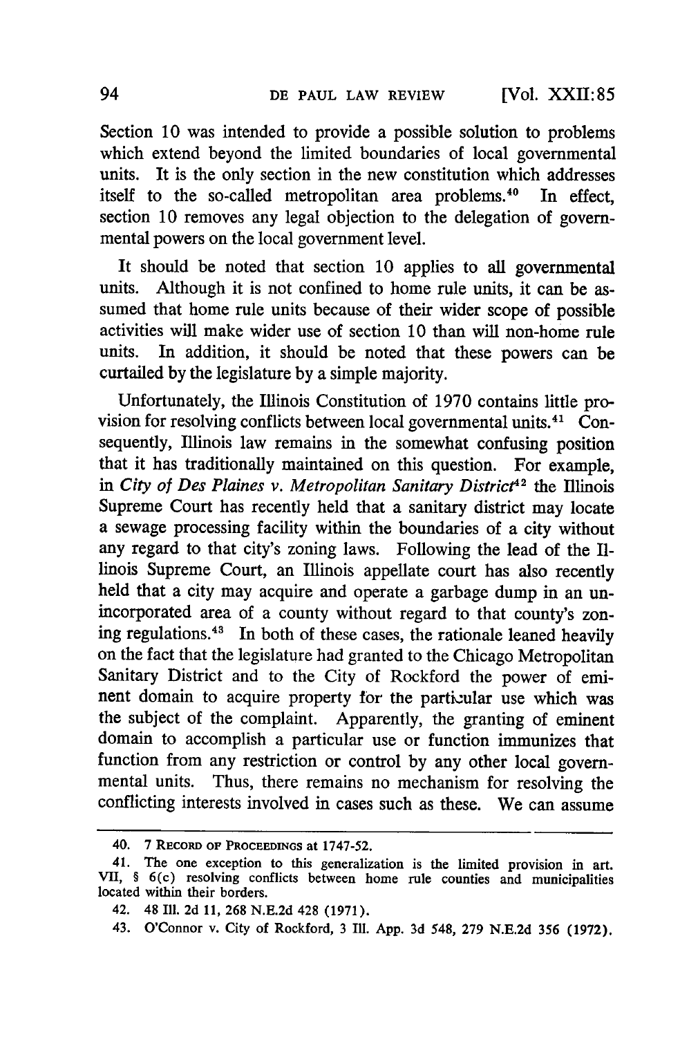Section 10 was intended to provide a possible solution to problems which extend beyond the limited boundaries of local governmental units. It is the only section in the new constitution which addresses itself to the so-called metropolitan area problems.[40] In effect, section 10 removes any legal objection to the delegation of governmental powers on the local government level.

It should be noted that section 10 applies to all governmental units. Although it is not confined to home rule units, it can be assumed that home rule units because of their wider scope of possible activities will make wider use of section 10 than will non-home rule units. In addition, it should be noted that these powers can be curtailed by the legislature by a simple majority.

Unfortunately, the Illinois Constitution of 1970 contains little provision for resolving conflicts between local governmental units.[41] Consequently, Illinois law remains in the somewhat confusing position that it has traditionally maintained on this question. For example, in *City of Des Plaines v. Metropolitan Sanitary District*[42] the Illinois Supreme Court has recently held that a sanitary district may locate a sewage processing facility within the boundaries of a city without any regard to that city's zoning laws. Following the lead of the Illinois Supreme Court, an Illinois appellate court has also recently held that a city may acquire and operate a garbage dump in an unincorporated area of a county without regard to that county's zoning regulations.[43] In both of these cases, the rationale leaned heavily on the fact that the legislature had granted to the Chicago Metropolitan Sanitary District and to the City of Rockford the power of eminent domain to acquire property for the particular use which was the subject of the complaint. Apparently, the granting of eminent domain to accomplish a particular use or function immunizes that function from any restriction or control by any other local governmental units. Thus, there remains no mechanism for resolving the conflicting interests involved in cases such as these. We can assume

---

40. 7 RECORD OF PROCEEDINGS at 1747-52.

41. The one exception to this generalization is the limited provision in art. VII, § 6(c) resolving conflicts between home rule counties and municipalities located within their borders.

42. 48 Ill. 2d 11, 268 N.E.2d 428 (1971).

43. O'Connor v. City of Rockford, 3 Ill. App. 3d 548, 279 N.E.2d 356 (1972).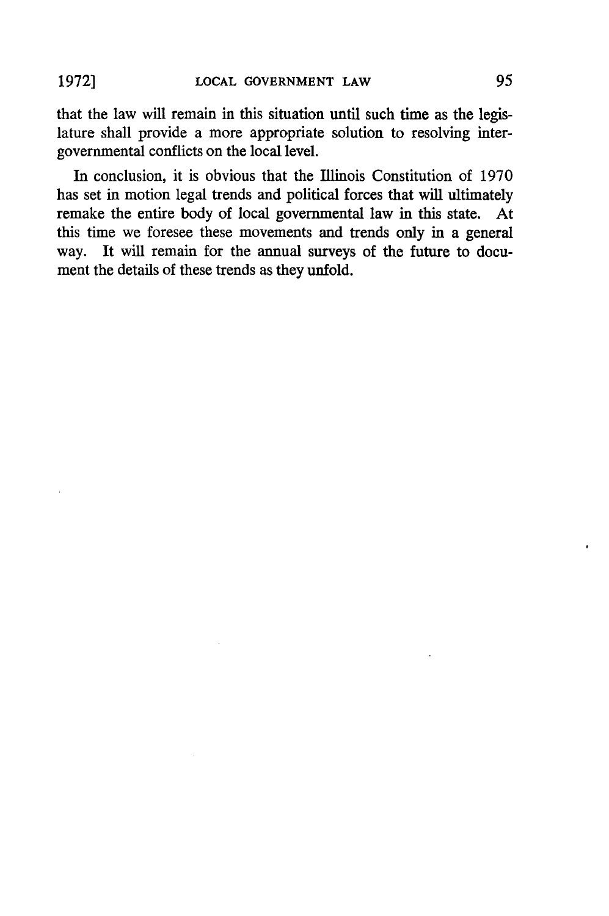that the law will remain in this situation until such time as the legislature shall provide a more appropriate solution to resolving intergovernmental conflicts on the local level.

In conclusion, it is obvious that the Illinois Constitution of 1970 has set in motion legal trends and political forces that will ultimately remake the entire body of local governmental law in this state. At this time we foresee these movements and trends only in a general way. It will remain for the annual surveys of the future to document the details of these trends as they unfold.